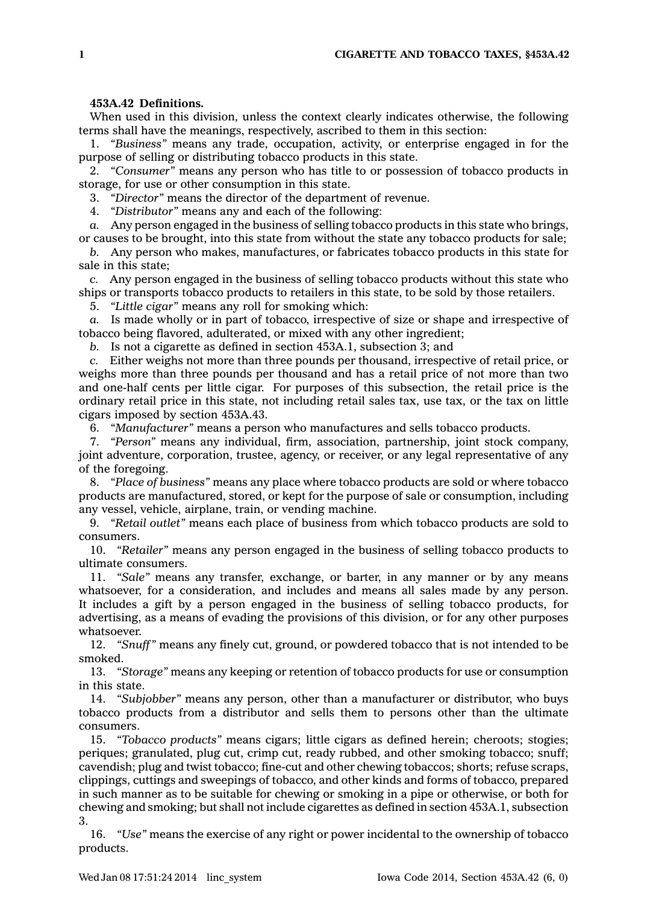**453A.42 Definitions.**

When used in this division, unless the context clearly indicates otherwise, the following terms shall have the meanings, respectively, ascribed to them in this section:

1. *"Business"* means any trade, occupation, activity, or enterprise engaged in for the purpose of selling or distributing tobacco products in this state.

2. *"Consumer"* means any person who has title to or possession of tobacco products in storage, for use or other consumption in this state.

3. *"Director"* means the director of the department of revenue.

4. *"Distributor"* means any and each of the following:

*a.* Any person engaged in the business of selling tobacco products in this state who brings, or causes to be brought, into this state from without the state any tobacco products for sale;

*b.* Any person who makes, manufactures, or fabricates tobacco products in this state for sale in this state;

*c.* Any person engaged in the business of selling tobacco products without this state who ships or transports tobacco products to retailers in this state, to be sold by those retailers.

5. *"Little cigar"* means any roll for smoking which:

*a.* Is made wholly or in part of tobacco, irrespective of size or shape and irrespective of tobacco being flavored, adulterated, or mixed with any other ingredient;

*b.* Is not a cigarette as defined in section 453A.1, subsection 3; and

*c.* Either weighs not more than three pounds per thousand, irrespective of retail price, or weighs more than three pounds per thousand and has a retail price of not more than two and one-half cents per little cigar. For purposes of this subsection, the retail price is the ordinary retail price in this state, not including retail sales tax, use tax, or the tax on little cigars imposed by section 453A.43.

6. *"Manufacturer"* means a person who manufactures and sells tobacco products.

7. *"Person"* means any individual, firm, association, partnership, joint stock company, joint adventure, corporation, trustee, agency, or receiver, or any legal representative of any of the foregoing.

8. *"Place of business"* means any place where tobacco products are sold or where tobacco products are manufactured, stored, or kept for the purpose of sale or consumption, including any vessel, vehicle, airplane, train, or vending machine.

9. *"Retail outlet"* means each place of business from which tobacco products are sold to consumers.

10. *"Retailer"* means any person engaged in the business of selling tobacco products to ultimate consumers.

11. *"Sale"* means any transfer, exchange, or barter, in any manner or by any means whatsoever, for a consideration, and includes and means all sales made by any person. It includes a gift by a person engaged in the business of selling tobacco products, for advertising, as a means of evading the provisions of this division, or for any other purposes whatsoever.

12. *"Snuff"* means any finely cut, ground, or powdered tobacco that is not intended to be smoked.

13. *"Storage"* means any keeping or retention of tobacco products for use or consumption in this state.

14. *"Subjobber"* means any person, other than a manufacturer or distributor, who buys tobacco products from a distributor and sells them to persons other than the ultimate consumers.

15. *"Tobacco products"* means cigars; little cigars as defined herein; cheroots; stogies; periques; granulated, plug cut, crimp cut, ready rubbed, and other smoking tobacco; snuff; cavendish; plug and twist tobacco; fine-cut and other chewing tobaccos; shorts; refuse scraps, clippings, cuttings and sweepings of tobacco, and other kinds and forms of tobacco, prepared in such manner as to be suitable for chewing or smoking in a pipe or otherwise, or both for chewing and smoking; but shall not include cigarettes as defined in section 453A.1, subsection 3.

16. *"Use"* means the exercise of any right or power incidental to the ownership of tobacco products.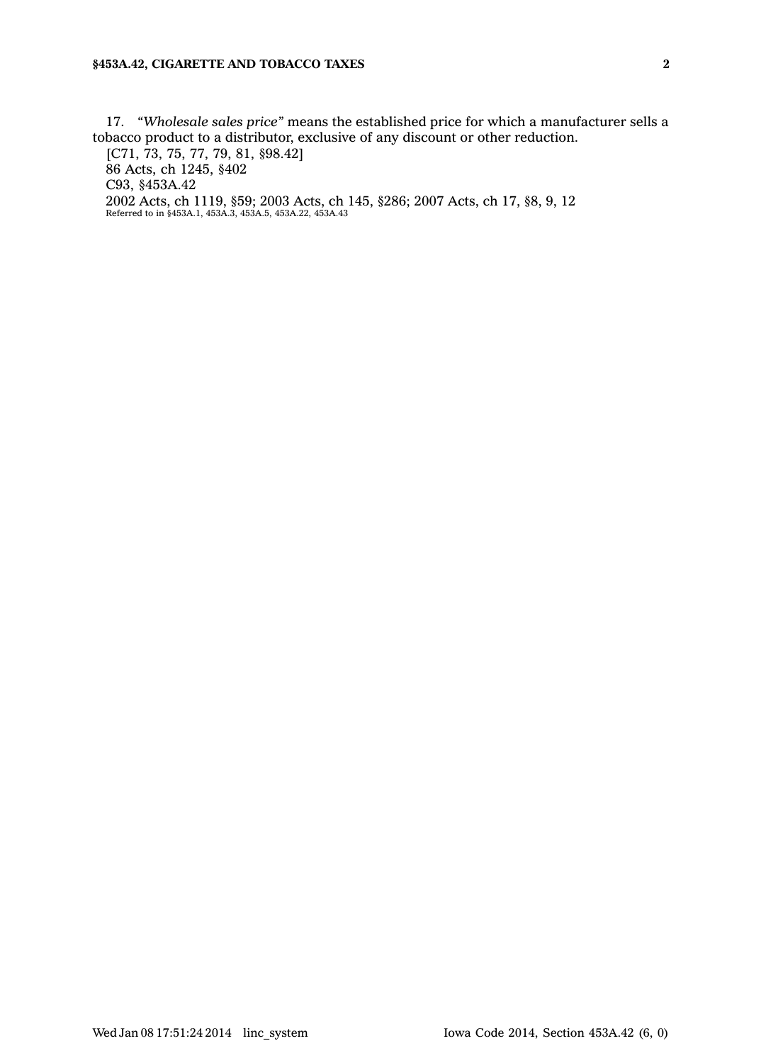17. *"Wholesale sales price"* means the established price for which a manufacturer sells a tobacco product to a distributor, exclusive of any discount or other reduction.

[C71, 73, 75, 77, 79, 81, §98.42]

86 Acts, ch 1245, §402

C93, §453A.42

2002 Acts, ch 1119, §59; 2003 Acts, ch 145, §286; 2007 Acts, ch 17, §8, 9, 12

Referred to in §453A.1, 453A.3, 453A.5, 453A.22, 453A.43